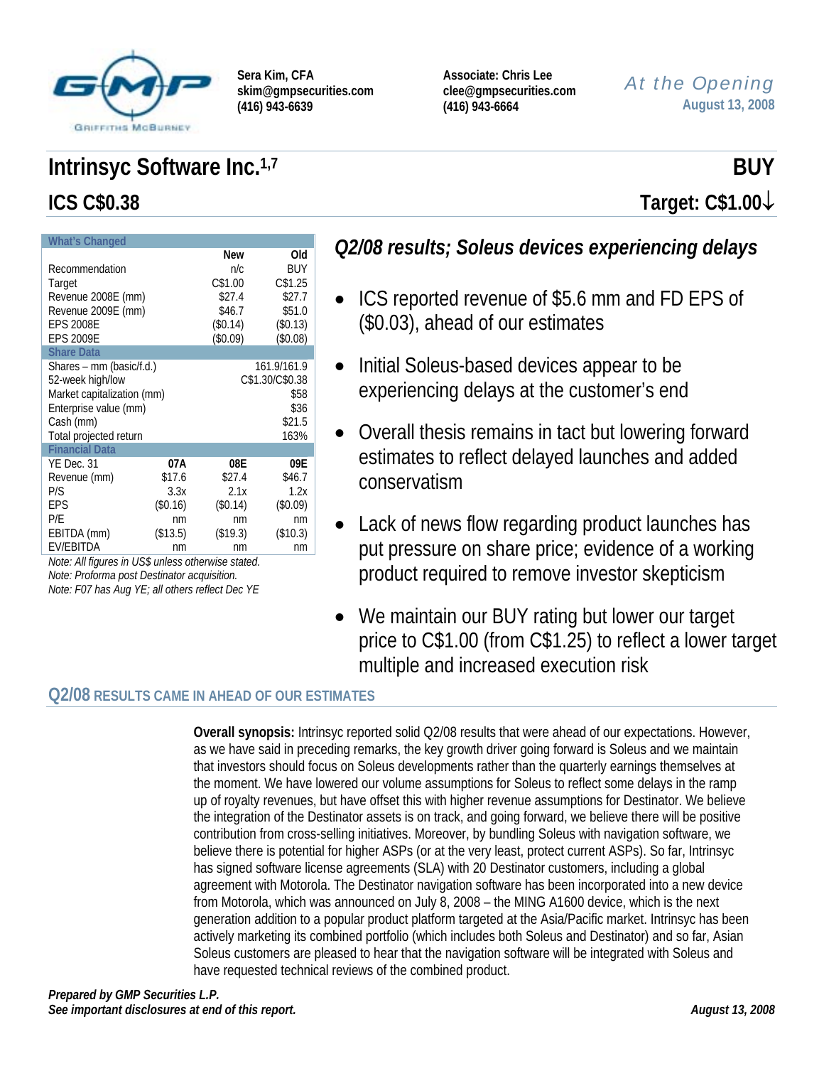**Sera Kim, CFA**
**skim@gmpsecurities.com**
**(416) 943-6639**

**Associate: Chris Lee**
**clee@gmpsecurities.com**
**(416) 943-6664**

*At the Opening*
**August 13, 2008**

# Intrinsyc Software Inc.[1,7] — BUY

## ICS C$0.38 — Target: C$1.00↓

| What's Changed | | New | Old |
|---|---|---|---|
| Recommendation | | n/c | BUY |
| Target | | C$1.00 | C$1.25 |
| Revenue 2008E (mm) | | $27.4 | $27.7 |
| Revenue 2009E (mm) | | $46.7 | $51.0 |
| EPS 2008E | | ($0.14) | ($0.13) |
| EPS 2009E | | ($0.09) | ($0.08) |
| **Share Data** | | | |
| Shares – mm (basic/f.d.) | | | 161.9/161.9 |
| 52-week high/low | | | C$1.30/C$0.38 |
| Market capitalization (mm) | | | $58 |
| Enterprise value (mm) | | | $36 |
| Cash (mm) | | | $21.5 |
| Total projected return | | | 163% |
| **Financial Data** | | | |
| YE Dec. 31 | **07A** | **08E** | **09E** |
| Revenue (mm) | $17.6 | $27.4 | $46.7 |
| P/S | 3.3x | 2.1x | 1.2x |
| EPS | ($0.16) | ($0.14) | ($0.09) |
| P/E | nm | nm | nm |
| EBITDA (mm) | ($13.5) | ($19.3) | ($10.3) |
| EV/EBITDA | nm | nm | nm |

*Note: All figures in US$ unless otherwise stated.*
*Note: Proforma post Destinator acquisition.*
*Note: F07 has Aug YE; all others reflect Dec YE*

## *Q2/08 results; Soleus devices experiencing delays*

- ICS reported revenue of $5.6 mm and FD EPS of ($0.03), ahead of our estimates
- Initial Soleus-based devices appear to be experiencing delays at the customer's end
- Overall thesis remains in tact but lowering forward estimates to reflect delayed launches and added conservatism
- Lack of news flow regarding product launches has put pressure on share price; evidence of a working product required to remove investor skepticism
- We maintain our BUY rating but lower our target price to C$1.00 (from C$1.25) to reflect a lower target multiple and increased execution risk

## Q2/08 RESULTS CAME IN AHEAD OF OUR ESTIMATES

**Overall synopsis:** Intrinsyc reported solid Q2/08 results that were ahead of our expectations. However, as we have said in preceding remarks, the key growth driver going forward is Soleus and we maintain that investors should focus on Soleus developments rather than the quarterly earnings themselves at the moment. We have lowered our volume assumptions for Soleus to reflect some delays in the ramp up of royalty revenues, but have offset this with higher revenue assumptions for Destinator. We believe the integration of the Destinator assets is on track, and going forward, we believe there will be positive contribution from cross-selling initiatives. Moreover, by bundling Soleus with navigation software, we believe there is potential for higher ASPs (or at the very least, protect current ASPs). So far, Intrinsyc has signed software license agreements (SLA) with 20 Destinator customers, including a global agreement with Motorola. The Destinator navigation software has been incorporated into a new device from Motorola, which was announced on July 8, 2008 – the MING A1600 device, which is the next generation addition to a popular product platform targeted at the Asia/Pacific market. Intrinsyc has been actively marketing its combined portfolio (which includes both Soleus and Destinator) and so far, Asian Soleus customers are pleased to hear that the navigation software will be integrated with Soleus and have requested technical reviews of the combined product.

***Prepared by GMP Securities L.P.***
***See important disclosures at end of this report.***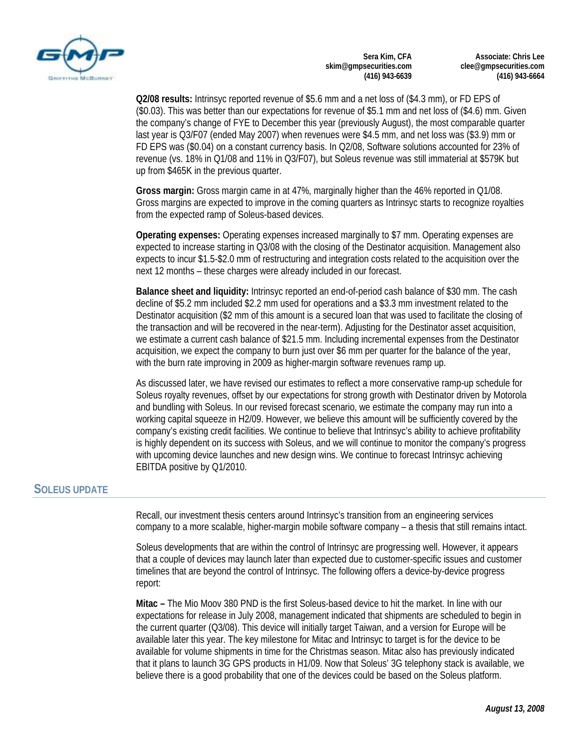**Q2/08 results:** Intrinsyc reported revenue of $5.6 mm and a net loss of ($4.3 mm), or FD EPS of ($0.03). This was better than our expectations for revenue of $5.1 mm and net loss of ($4.6) mm. Given the company's change of FYE to December this year (previously August), the most comparable quarter last year is Q3/F07 (ended May 2007) when revenues were $4.5 mm, and net loss was ($3.9) mm or FD EPS was ($0.04) on a constant currency basis. In Q2/08, Software solutions accounted for 23% of revenue (vs. 18% in Q1/08 and 11% in Q3/F07), but Soleus revenue was still immaterial at $579K but up from $465K in the previous quarter.

**Gross margin:** Gross margin came in at 47%, marginally higher than the 46% reported in Q1/08. Gross margins are expected to improve in the coming quarters as Intrinsyc starts to recognize royalties from the expected ramp of Soleus-based devices.

**Operating expenses:** Operating expenses increased marginally to $7 mm. Operating expenses are expected to increase starting in Q3/08 with the closing of the Destinator acquisition. Management also expects to incur $1.5-$2.0 mm of restructuring and integration costs related to the acquisition over the next 12 months – these charges were already included in our forecast.

**Balance sheet and liquidity:** Intrinsyc reported an end-of-period cash balance of $30 mm. The cash decline of $5.2 mm included $2.2 mm used for operations and a $3.3 mm investment related to the Destinator acquisition ($2 mm of this amount is a secured loan that was used to facilitate the closing of the transaction and will be recovered in the near-term). Adjusting for the Destinator asset acquisition, we estimate a current cash balance of $21.5 mm. Including incremental expenses from the Destinator acquisition, we expect the company to burn just over $6 mm per quarter for the balance of the year, with the burn rate improving in 2009 as higher-margin software revenues ramp up.

As discussed later, we have revised our estimates to reflect a more conservative ramp-up schedule for Soleus royalty revenues, offset by our expectations for strong growth with Destinator driven by Motorola and bundling with Soleus. In our revised forecast scenario, we estimate the company may run into a working capital squeeze in H2/09. However, we believe this amount will be sufficiently covered by the company's existing credit facilities. We continue to believe that Intrinsyc's ability to achieve profitability is highly dependent on its success with Soleus, and we will continue to monitor the company's progress with upcoming device launches and new design wins. We continue to forecast Intrinsyc achieving EBITDA positive by Q1/2010.

## Soleus Update

Recall, our investment thesis centers around Intrinsyc's transition from an engineering services company to a more scalable, higher-margin mobile software company – a thesis that still remains intact.

Soleus developments that are within the control of Intrinsyc are progressing well. However, it appears that a couple of devices may launch later than expected due to customer-specific issues and customer timelines that are beyond the control of Intrinsyc. The following offers a device-by-device progress report:

**Mitac –** The Mio Moov 380 PND is the first Soleus-based device to hit the market. In line with our expectations for release in July 2008, management indicated that shipments are scheduled to begin in the current quarter (Q3/08). This device will initially target Taiwan, and a version for Europe will be available later this year. The key milestone for Mitac and Intrinsyc to target is for the device to be available for volume shipments in time for the Christmas season. Mitac also has previously indicated that it plans to launch 3G GPS products in H1/09. Now that Soleus' 3G telephony stack is available, we believe there is a good probability that one of the devices could be based on the Soleus platform.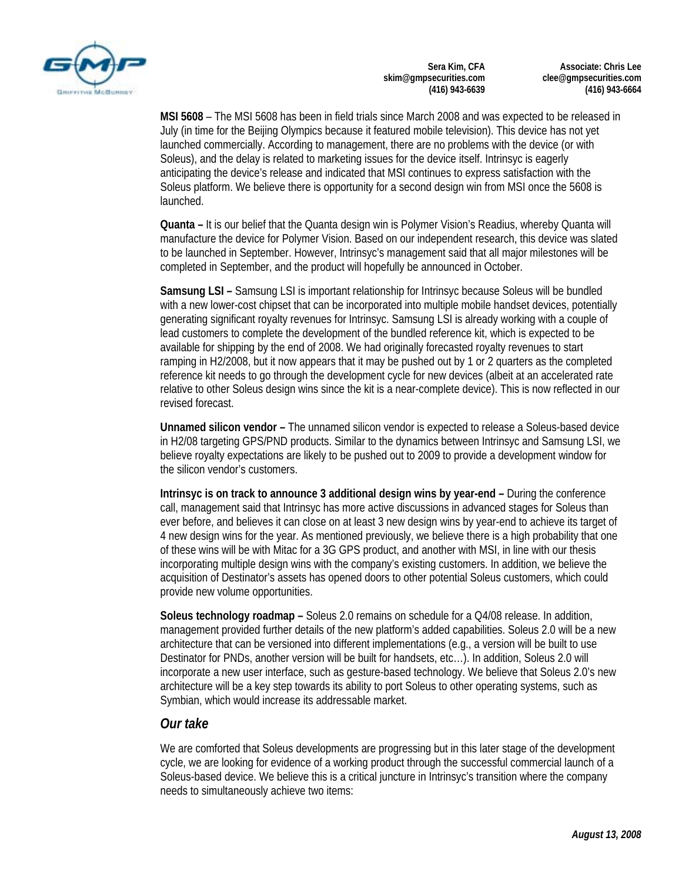**MSI 5608** – The MSI 5608 has been in field trials since March 2008 and was expected to be released in July (in time for the Beijing Olympics because it featured mobile television). This device has not yet launched commercially. According to management, there are no problems with the device (or with Soleus), and the delay is related to marketing issues for the device itself. Intrinsyc is eagerly anticipating the device's release and indicated that MSI continues to express satisfaction with the Soleus platform. We believe there is opportunity for a second design win from MSI once the 5608 is launched.

**Quanta –** It is our belief that the Quanta design win is Polymer Vision's Readius, whereby Quanta will manufacture the device for Polymer Vision. Based on our independent research, this device was slated to be launched in September. However, Intrinsyc's management said that all major milestones will be completed in September, and the product will hopefully be announced in October.

**Samsung LSI –** Samsung LSI is important relationship for Intrinsyc because Soleus will be bundled with a new lower-cost chipset that can be incorporated into multiple mobile handset devices, potentially generating significant royalty revenues for Intrinsyc. Samsung LSI is already working with a couple of lead customers to complete the development of the bundled reference kit, which is expected to be available for shipping by the end of 2008. We had originally forecasted royalty revenues to start ramping in H2/2008, but it now appears that it may be pushed out by 1 or 2 quarters as the completed reference kit needs to go through the development cycle for new devices (albeit at an accelerated rate relative to other Soleus design wins since the kit is a near-complete device). This is now reflected in our revised forecast.

**Unnamed silicon vendor –** The unnamed silicon vendor is expected to release a Soleus-based device in H2/08 targeting GPS/PND products. Similar to the dynamics between Intrinsyc and Samsung LSI, we believe royalty expectations are likely to be pushed out to 2009 to provide a development window for the silicon vendor's customers.

**Intrinsyc is on track to announce 3 additional design wins by year-end –** During the conference call, management said that Intrinsyc has more active discussions in advanced stages for Soleus than ever before, and believes it can close on at least 3 new design wins by year-end to achieve its target of 4 new design wins for the year. As mentioned previously, we believe there is a high probability that one of these wins will be with Mitac for a 3G GPS product, and another with MSI, in line with our thesis incorporating multiple design wins with the company's existing customers. In addition, we believe the acquisition of Destinator's assets has opened doors to other potential Soleus customers, which could provide new volume opportunities.

**Soleus technology roadmap –** Soleus 2.0 remains on schedule for a Q4/08 release. In addition, management provided further details of the new platform's added capabilities. Soleus 2.0 will be a new architecture that can be versioned into different implementations (e.g., a version will be built to use Destinator for PNDs, another version will be built for handsets, etc…). In addition, Soleus 2.0 will incorporate a new user interface, such as gesture-based technology. We believe that Soleus 2.0's new architecture will be a key step towards its ability to port Soleus to other operating systems, such as Symbian, which would increase its addressable market.

## *Our take*

We are comforted that Soleus developments are progressing but in this later stage of the development cycle, we are looking for evidence of a working product through the successful commercial launch of a Soleus-based device. We believe this is a critical juncture in Intrinsyc's transition where the company needs to simultaneously achieve two items: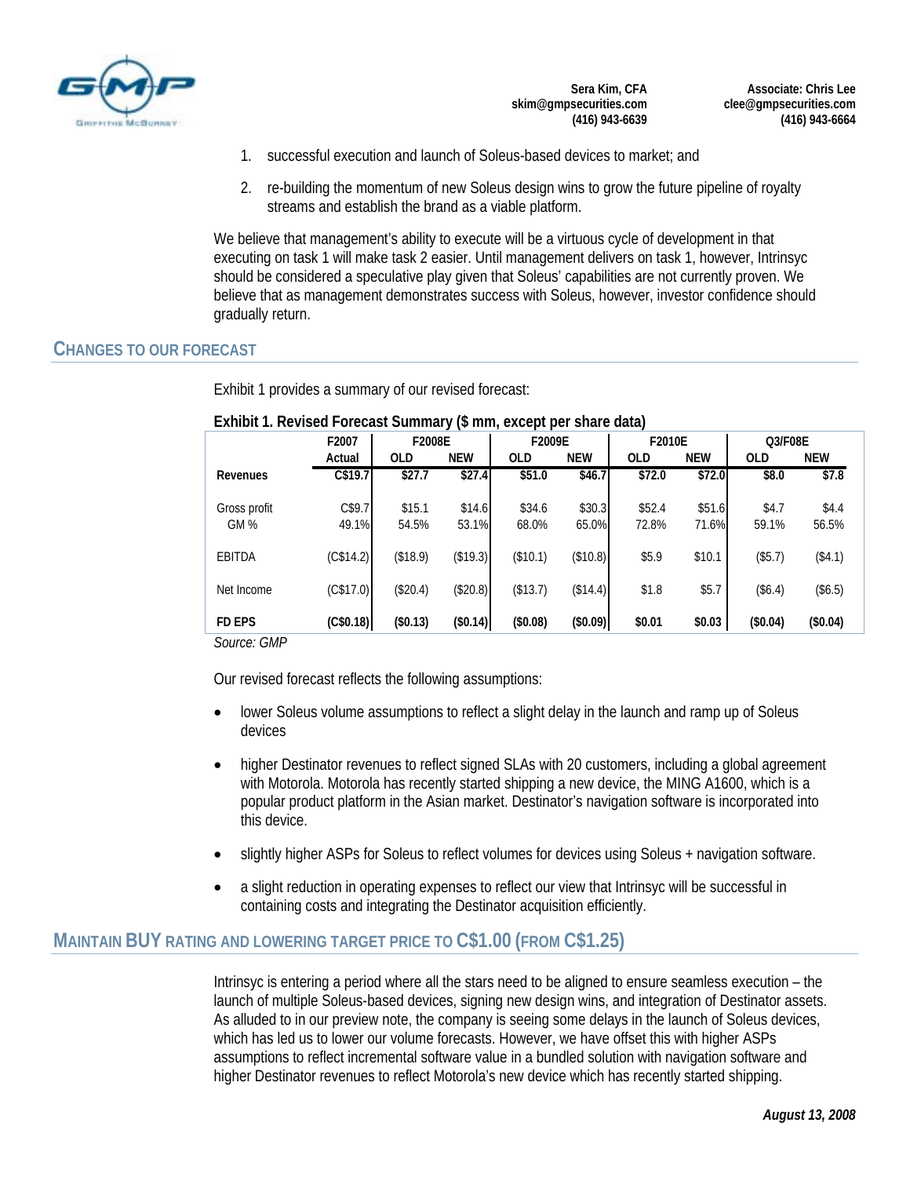1. successful execution and launch of Soleus-based devices to market; and

2. re-building the momentum of new Soleus design wins to grow the future pipeline of royalty streams and establish the brand as a viable platform.

We believe that management's ability to execute will be a virtuous cycle of development in that executing on task 1 will make task 2 easier. Until management delivers on task 1, however, Intrinsyc should be considered a speculative play given that Soleus' capabilities are not currently proven. We believe that as management demonstrates success with Soleus, however, investor confidence should gradually return.

## CHANGES TO OUR FORECAST

Exhibit 1 provides a summary of our revised forecast:

**Exhibit 1. Revised Forecast Summary ($ mm, except per share data)**

| | F2007 | F2008E | | F2009E | | F2010E | | Q3/F08E | |
|---|---|---|---|---|---|---|---|---|---|
| | Actual | OLD | NEW | OLD | NEW | OLD | NEW | OLD | NEW |
| **Revenues** | **C$19.7** | **$27.7** | **$27.4** | **$51.0** | **$46.7** | **$72.0** | **$72.0** | **$8.0** | **$7.8** |
| Gross profit | C$9.7 | $15.1 | $14.6 | $34.6 | $30.3 | $52.4 | $51.6 | $4.7 | $4.4 |
| GM % | 49.1% | 54.5% | 53.1% | 68.0% | 65.0% | 72.8% | 71.6% | 59.1% | 56.5% |
| EBITDA | (C$14.2) | ($18.9) | ($19.3) | ($10.1) | ($10.8) | $5.9 | $10.1 | ($5.7) | ($4.1) |
| Net Income | (C$17.0) | ($20.4) | ($20.8) | ($13.7) | ($14.4) | $1.8 | $5.7 | ($6.4) | ($6.5) |
| **FD EPS** | **(C$0.18)** | **($0.13)** | **($0.14)** | **($0.08)** | **($0.09)** | **$0.01** | **$0.03** | **($0.04)** | **($0.04)** |

*Source: GMP*

Our revised forecast reflects the following assumptions:

- lower Soleus volume assumptions to reflect a slight delay in the launch and ramp up of Soleus devices

- higher Destinator revenues to reflect signed SLAs with 20 customers, including a global agreement with Motorola. Motorola has recently started shipping a new device, the MING A1600, which is a popular product platform in the Asian market. Destinator's navigation software is incorporated into this device.

- slightly higher ASPs for Soleus to reflect volumes for devices using Soleus + navigation software.

- a slight reduction in operating expenses to reflect our view that Intrinsyc will be successful in containing costs and integrating the Destinator acquisition efficiently.

## MAINTAIN **BUY** RATING AND LOWERING TARGET PRICE TO **C$1.00** (FROM **C$1.25**)

Intrinsyc is entering a period where all the stars need to be aligned to ensure seamless execution – the launch of multiple Soleus-based devices, signing new design wins, and integration of Destinator assets. As alluded to in our preview note, the company is seeing some delays in the launch of Soleus devices, which has led us to lower our volume forecasts. However, we have offset this with higher ASPs assumptions to reflect incremental value in a bundled solution with navigation software and higher Destinator revenues to reflect Motorola's new device which has recently started shipping.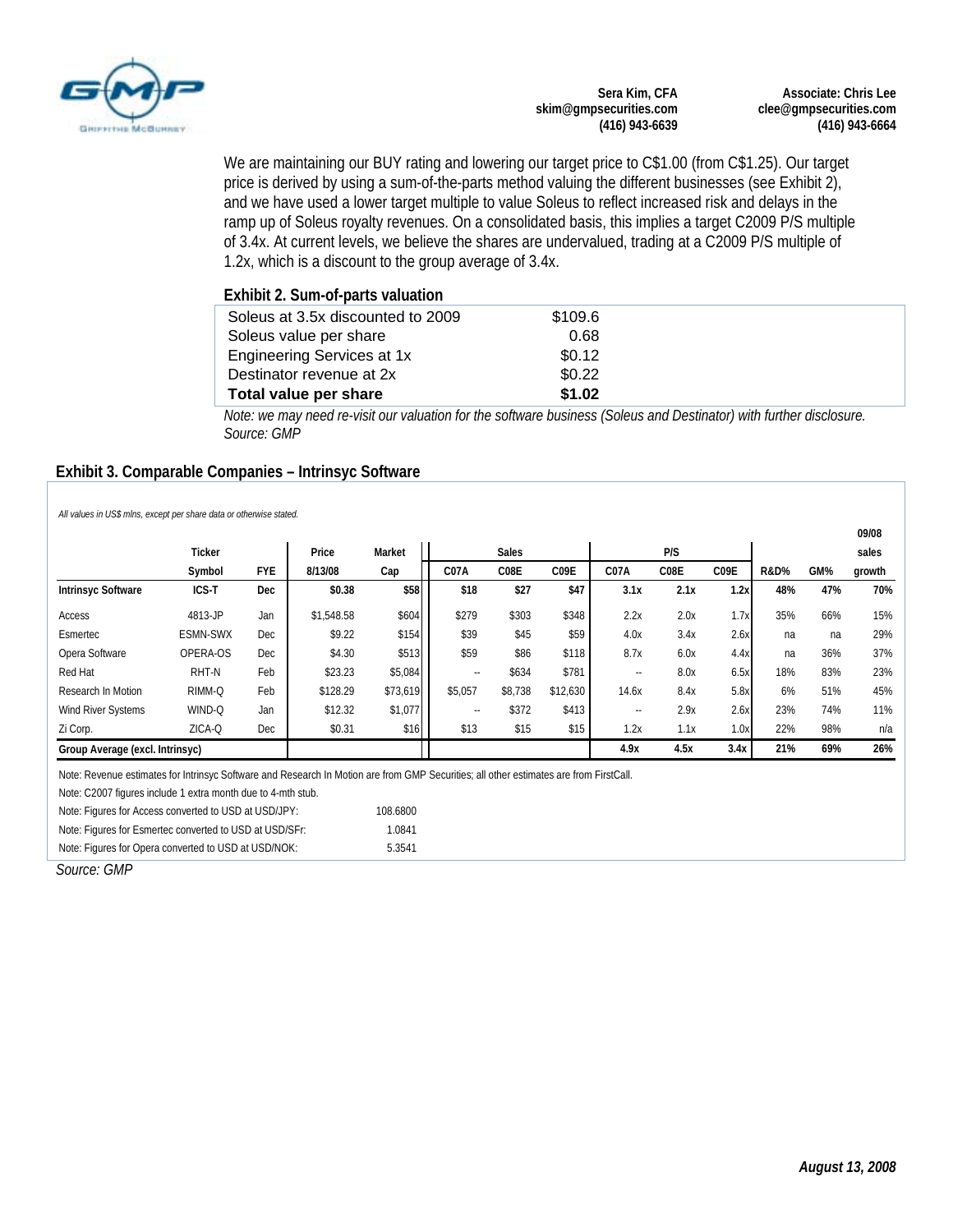Sera Kim, CFA
skim@gmpsecurities.com
(416) 943-6639

Associate: Chris Lee
clee@gmpsecurities.com
(416) 943-6664

We are maintaining our BUY rating and lowering our target price to C$1.00 (from C$1.25). Our target price is derived by using a sum-of-the-parts method valuing the different businesses (see Exhibit 2), and we have used a lower target multiple to value Soleus to reflect increased risk and delays in the ramp up of Soleus royalty revenues. On a consolidated basis, this implies a target C2009 P/S multiple of 3.4x. At current levels, we believe the shares are undervalued, trading at a C2009 P/S multiple of 1.2x, which is a discount to the group average of 3.4x.

### Exhibit 2. Sum-of-parts valuation

| | |
|---|---|
| Soleus at 3.5x discounted to 2009 | $109.6 |
| Soleus value per share | 0.68 |
| Engineering Services at 1x | $0.12 |
| Destinator revenue at 2x | $0.22 |
| **Total value per share** | **$1.02** |

*Note: we may need re-visit our valuation for the software business (Soleus and Destinator) with further disclosure.*
*Source: GMP*

### Exhibit 3. Comparable Companies – Intrinsyc Software

*All values in US$ mlns, except per share data or otherwise stated.*

| | Ticker | | Price | Market | Sales | | | P/S | | | | | 09/08 sales |
|---|---|---|---|---|---|---|---|---|---|---|---|---|---|
| | Symbol | FYE | 8/13/08 | Cap | C07A | C08E | C09E | C07A | C08E | C09E | R&D% | GM% | growth |
| **Intrinsyc Software** | **ICS-T** | **Dec** | **$0.38** | **$58** | **$18** | **$27** | **$47** | **3.1x** | **2.1x** | **1.2x** | **48%** | **47%** | **70%** |
| Access | 4813-JP | Jan | $1,548.58 | $604 | $279 | $303 | $348 | 2.2x | 2.0x | 1.7x | 35% | 66% | 15% |
| Esmertec | ESMN-SWX | Dec | $9.22 | $154 | $39 | $45 | $59 | 4.0x | 3.4x | 2.6x | na | na | 29% |
| Opera Software | OPERA-OS | Dec | $4.30 | $513 | $59 | $86 | $118 | 8.7x | 6.0x | 4.4x | na | 36% | 37% |
| Red Hat | RHT-N | Feb | $23.23 | $5,084 | -- | $634 | $781 | -- | 8.0x | 6.5x | 18% | 83% | 23% |
| Research In Motion | RIMM-Q | Feb | $128.29 | $73,619 | $5,057 | $8,738 | $12,630 | 14.6x | 8.4x | 5.8x | 6% | 51% | 45% |
| Wind River Systems | WIND-Q | Jan | $12.32 | $1,077 | -- | $372 | $413 | -- | 2.9x | 2.6x | 23% | 74% | 11% |
| Zi Corp. | ZICA-Q | Dec | $0.31 | $16 | $13 | $15 | $15 | 1.2x | 1.1x | 1.0x | 22% | 98% | n/a |
| **Group Average (excl. Intrinsyc)** | | | | | | | | **4.9x** | **4.5x** | **3.4x** | **21%** | **69%** | **26%** |

Note: Revenue estimates for Intrinsyc Software and Research In Motion are from GMP Securities; all other estimates are from FirstCall.
Note: C2007 figures include 1 extra month due to 4-mth stub.
Note: Figures for Access converted to USD at USD/JPY: 108.6800
Note: Figures for Esmertec converted to USD at USD/SFr: 1.0841
Note: Figures for Opera converted to USD at USD/NOK: 5.3541

*Source: GMP*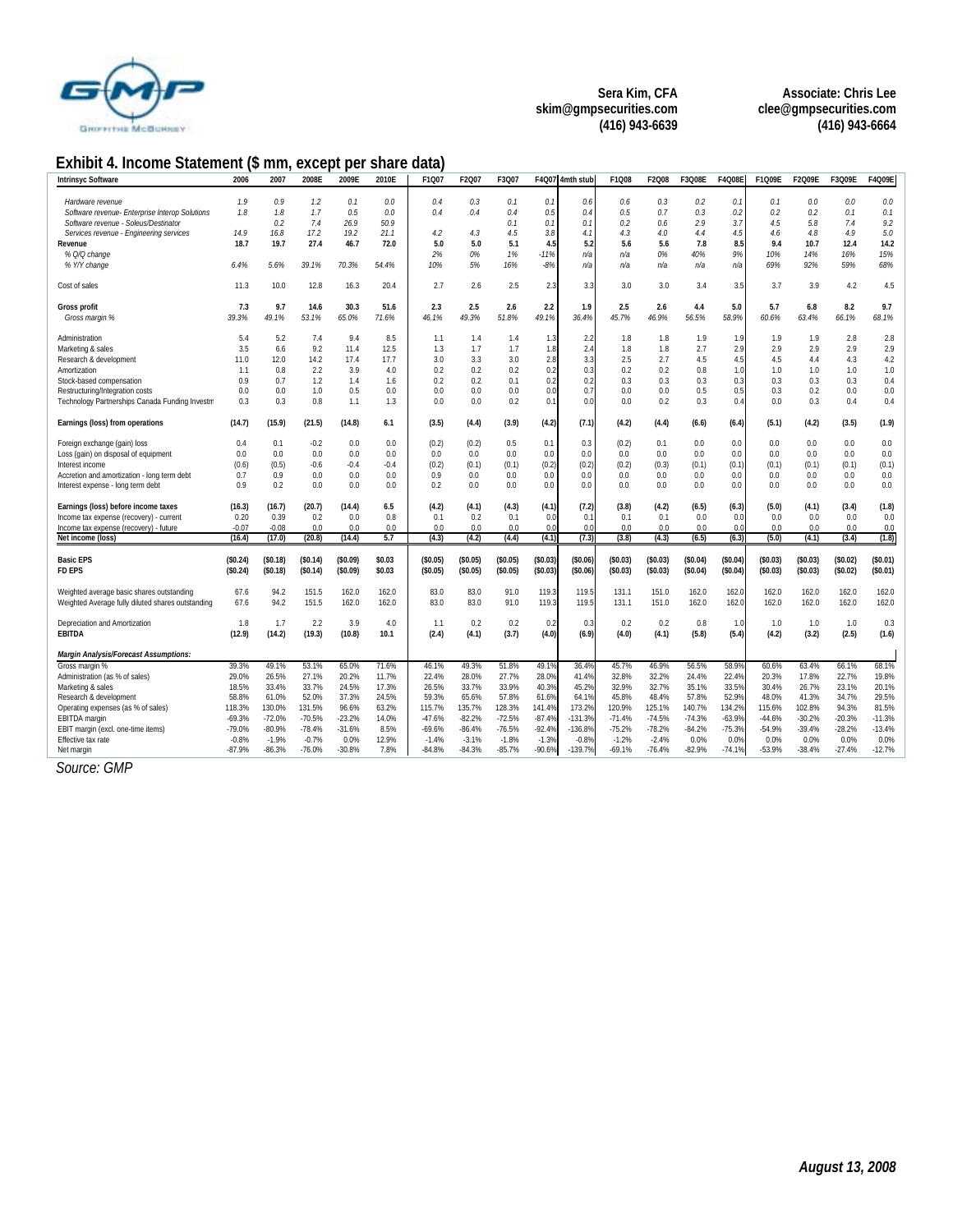Sera Kim, CFA
skim@gmpsecurities.com
(416) 943-6639

Associate: Chris Lee
clee@gmpsecurities.com
(416) 943-6664

## Exhibit 4. Income Statement ($ mm, except per share data)

| Intrinsyc Software | 2006 | 2007 | 2008E | 2009E | 2010E | F1Q07 | F2Q07 | F3Q07 | F4Q07 | 4mth stub | F1Q08 | F2Q08 | F3Q08E | F4Q08E | F1Q09E | F2Q09E | F3Q09E | F4Q09E |
|---|---|---|---|---|---|---|---|---|---|---|---|---|---|---|---|---|---|---|
| *Hardware revenue* | *1.9* | *0.9* | *1.2* | *0.1* | *0.0* | *0.4* | *0.3* | *0.1* | *0.1* | *0.6* | *0.6* | *0.3* | *0.2* | *0.1* | *0.1* | *0.0* | *0.0* | *0.0* |
| *Software revenue- Enterprise Interop Solutions* | *1.8* | *1.8* | *1.7* | *0.5* | *0.0* | *0.4* | *0.4* | *0.4* | *0.5* | *0.4* | *0.5* | *0.7* | *0.3* | *0.2* | *0.2* | *0.2* | *0.1* | *0.1* |
| *Software revenue - Soleus/Destinator* | | *0.2* | *7.4* | *26.9* | *50.9* | | | *0.1* | *0.1* | *0.1* | *0.2* | *0.6* | *2.9* | *3.7* | *4.5* | *5.8* | *7.4* | *9.2* |
| *Services revenue - Engineering services* | *14.9* | *16.8* | *17.2* | *19.2* | *21.1* | *4.2* | *4.3* | *4.5* | *3.8* | *4.1* | *4.3* | *4.0* | *4.4* | *4.5* | *4.6* | *4.8* | *4.9* | *5.0* |
| **Revenue** | **18.7** | **19.7** | **27.4** | **46.7** | **72.0** | **5.0** | **5.0** | **5.1** | **4.5** | **5.2** | **5.6** | **5.6** | **7.8** | **8.5** | **9.4** | **10.7** | **12.4** | **14.2** |
| *% Q/Q change* | | | | | | *2%* | *0%* | *1%* | *-11%* | *n/a* | *n/a* | *0%* | *40%* | *9%* | *10%* | *14%* | *16%* | *15%* |
| *% Y/Y change* | *6.4%* | *5.6%* | *39.1%* | *70.3%* | *54.4%* | *10%* | *5%* | *16%* | *-8%* | *n/a* | *n/a* | *n/a* | *n/a* | *n/a* | *69%* | *92%* | *59%* | *68%* |
| Cost of sales | 11.3 | 10.0 | 12.8 | 16.3 | 20.4 | 2.7 | 2.6 | 2.5 | 2.3 | 3.3 | 3.0 | 3.0 | 3.4 | 3.5 | 3.7 | 3.9 | 4.2 | 4.5 |
| **Gross profit** | **7.3** | **9.7** | **14.6** | **30.3** | **51.6** | **2.3** | **2.5** | **2.6** | **2.2** | **1.9** | **2.5** | **2.6** | **4.4** | **5.0** | **5.7** | **6.8** | **8.2** | **9.7** |
| *Gross margin %* | *39.3%* | *49.1%* | *53.1%* | *65.0%* | *71.6%* | *46.1%* | *49.3%* | *51.8%* | *49.1%* | *36.4%* | *45.7%* | *46.9%* | *56.5%* | *58.9%* | *60.6%* | *63.4%* | *66.1%* | *68.1%* |
| Administration | 5.4 | 5.2 | 7.4 | 9.4 | 8.5 | 1.1 | 1.4 | 1.4 | 1.3 | 2.2 | 1.8 | 1.8 | 1.9 | 1.9 | 1.9 | 1.9 | 2.8 | 2.8 |
| Marketing & sales | 3.5 | 6.6 | 9.2 | 11.4 | 12.5 | 1.3 | 1.7 | 1.7 | 1.8 | 2.4 | 1.8 | 1.8 | 2.7 | 2.9 | 2.9 | 2.9 | 2.9 | 2.9 |
| Research & development | 11.0 | 12.0 | 14.2 | 17.4 | 17.7 | 3.0 | 3.3 | 3.0 | 2.8 | 3.3 | 2.5 | 2.7 | 4.5 | 4.5 | 4.5 | 4.4 | 4.3 | 4.2 |
| Amortization | 1.1 | 0.8 | 2.2 | 3.9 | 4.0 | 0.2 | 0.2 | 0.2 | 0.2 | 0.3 | 0.2 | 0.2 | 0.8 | 1.0 | 1.0 | 1.0 | 1.0 | 1.0 |
| Stock-based compensation | 0.9 | 0.7 | 1.2 | 1.4 | 1.6 | 0.2 | 0.2 | 0.1 | 0.2 | 0.2 | 0.3 | 0.3 | 0.3 | 0.3 | 0.3 | 0.3 | 0.3 | 0.4 |
| Restructuring/Integration costs | 0.0 | 0.0 | 1.0 | 0.5 | 0.0 | 0.0 | 0.0 | 0.0 | 0.0 | 0.7 | 0.0 | 0.0 | 0.5 | 0.5 | 0.3 | 0.2 | 0.0 | 0.0 |
| Technology Partnerships Canada Funding Investm | 0.3 | 0.3 | 0.8 | 1.1 | 1.3 | 0.0 | 0.0 | 0.2 | 0.1 | 0.0 | 0.0 | 0.2 | 0.3 | 0.4 | 0.0 | 0.3 | 0.4 | 0.4 |
| **Earnings (loss) from operations** | **(14.7)** | **(15.9)** | **(21.5)** | **(14.8)** | **6.1** | **(3.5)** | **(4.4)** | **(3.9)** | **(4.2)** | **(7.1)** | **(4.2)** | **(4.4)** | **(6.6)** | **(6.4)** | **(5.1)** | **(4.2)** | **(3.5)** | **(1.9)** |
| Foreign exchange (gain) loss | 0.4 | 0.1 | -0.2 | 0.0 | 0.0 | (0.2) | (0.2) | 0.5 | 0.1 | 0.3 | (0.2) | 0.1 | 0.0 | 0.0 | 0.0 | 0.0 | 0.0 | 0.0 |
| Loss (gain) on disposal of equipment | 0.0 | 0.0 | 0.0 | 0.0 | 0.0 | 0.0 | 0.0 | 0.0 | 0.0 | 0.0 | 0.0 | 0.0 | 0.0 | 0.0 | 0.0 | 0.0 | 0.0 | 0.0 |
| Interest income | (0.6) | (0.5) | -0.6 | -0.4 | -0.4 | (0.2) | (0.1) | (0.1) | (0.2) | (0.2) | (0.2) | (0.3) | (0.1) | (0.1) | (0.1) | (0.1) | (0.1) | (0.1) |
| Accretion and amortization - long term debt | 0.7 | 0.9 | 0.0 | 0.0 | 0.0 | 0.9 | 0.0 | 0.0 | 0.0 | 0.0 | 0.0 | 0.0 | 0.0 | 0.0 | 0.0 | 0.0 | 0.0 | 0.0 |
| Interest expense - long term debt | 0.9 | 0.2 | 0.0 | 0.0 | 0.0 | 0.2 | 0.0 | 0.0 | 0.0 | 0.0 | 0.0 | 0.0 | 0.0 | 0.0 | 0.0 | 0.0 | 0.0 | 0.0 |
| **Earnings (loss) before income taxes** | **(16.3)** | **(16.7)** | **(20.7)** | **(14.4)** | **6.5** | **(4.2)** | **(4.1)** | **(4.3)** | **(4.1)** | **(7.2)** | **(3.8)** | **(4.2)** | **(6.5)** | **(6.3)** | **(5.0)** | **(4.1)** | **(3.4)** | **(1.8)** |
| Income tax expense (recovery) - current | 0.20 | 0.39 | 0.2 | 0.0 | 0.8 | 0.1 | 0.2 | 0.1 | 0.0 | 0.1 | 0.1 | 0.1 | 0.0 | 0.0 | 0.0 | 0.0 | 0.0 | 0.0 |
| Income tax expense (recovery) - future | -0.07 | -0.08 | 0.0 | 0.0 | 0.0 | 0.0 | 0.0 | 0.0 | 0.0 | 0.0 | 0.0 | 0.0 | 0.0 | 0.0 | 0.0 | 0.0 | 0.0 | 0.0 |
| **Net income (loss)** | **(16.4)** | **(17.0)** | **(20.8)** | **(14.4)** | **5.7** | **(4.3)** | **(4.2)** | **(4.4)** | **(4.1)** | **(7.3)** | **(3.8)** | **(4.3)** | **(6.5)** | **(6.3)** | **(5.0)** | **(4.1)** | **(3.4)** | **(1.8)** |
| **Basic EPS** | **($0.24)** | **($0.18)** | **($0.14)** | **($0.09)** | **$0.03** | **($0.05)** | **($0.05)** | **($0.05)** | **($0.03)** | **($0.06)** | **($0.03)** | **($0.03)** | **($0.04)** | **($0.04)** | **($0.03)** | **($0.03)** | **($0.02)** | **($0.01)** |
| **FD EPS** | **($0.24)** | **($0.18)** | **($0.14)** | **($0.09)** | **$0.03** | **($0.05)** | **($0.05)** | **($0.05)** | **($0.03)** | **($0.06)** | **($0.03)** | **($0.03)** | **($0.04)** | **($0.04)** | **($0.03)** | **($0.03)** | **($0.02)** | **($0.01)** |
| Weighted average basic shares outstanding | 67.6 | 94.2 | 151.5 | 162.0 | 162.0 | 83.0 | 83.0 | 91.0 | 119.3 | 119.5 | 131.1 | 151.0 | 162.0 | 162.0 | 162.0 | 162.0 | 162.0 | 162.0 |
| Weighted Average fully diluted shares outstanding | 67.6 | 94.2 | 151.5 | 162.0 | 162.0 | 83.0 | 83.0 | 91.0 | 119.3 | 119.5 | 131.1 | 151.0 | 162.0 | 162.0 | 162.0 | 162.0 | 162.0 | 162.0 |
| Depreciation and Amortization | 1.8 | 1.7 | 2.2 | 3.9 | 4.0 | 1.1 | 0.2 | 0.2 | 0.2 | 0.3 | 0.2 | 0.2 | 0.8 | 1.0 | 1.0 | 1.0 | 1.0 | 0.3 |
| **EBITDA** | **(12.9)** | **(14.2)** | **(19.3)** | **(10.8)** | **10.1** | **(2.4)** | **(4.1)** | **(3.7)** | **(4.0)** | **(6.9)** | **(4.0)** | **(4.1)** | **(5.8)** | **(5.4)** | **(4.2)** | **(3.2)** | **(2.5)** | **(1.6)** |
| ***Margin Analysis/Forecast Assumptions:*** | | | | | | | | | | | | | | | | | | |
| Gross margin % | 39.3% | 49.1% | 53.1% | 65.0% | 71.6% | 46.1% | 49.3% | 51.8% | 49.1% | 36.4% | 45.7% | 46.9% | 56.5% | 58.9% | 60.6% | 63.4% | 66.1% | 68.1% |
| Administration (as % of sales) | 29.0% | 26.5% | 27.1% | 20.2% | 11.7% | 22.4% | 28.0% | 27.7% | 28.0% | 41.4% | 32.8% | 32.2% | 24.4% | 22.4% | 20.3% | 17.8% | 22.7% | 19.8% |
| Marketing & sales | 18.5% | 33.4% | 33.7% | 24.5% | 17.3% | 26.5% | 33.7% | 33.9% | 40.3% | 45.2% | 32.9% | 32.7% | 35.1% | 33.5% | 30.4% | 26.7% | 23.1% | 20.1% |
| Research & development | 58.8% | 61.0% | 52.0% | 37.3% | 24.5% | 59.3% | 65.6% | 57.8% | 61.6% | 64.1% | 45.8% | 48.4% | 57.8% | 52.9% | 48.0% | 41.3% | 34.7% | 29.5% |
| Operating expenses (as % of sales) | 118.3% | 130.0% | 131.5% | 96.6% | 63.2% | 115.7% | 135.7% | 128.3% | 141.4% | 173.2% | 120.9% | 125.1% | 140.7% | 134.2% | 115.6% | 102.8% | 94.3% | 81.5% |
| EBITDA margin | -69.3% | -72.0% | -70.5% | -23.2% | 14.0% | -47.6% | -82.2% | -72.5% | -87.4% | -131.3% | -71.4% | -74.5% | -74.3% | -63.9% | -44.6% | -30.2% | -20.3% | -11.3% |
| EBIT margin (excl. one-time items) | -79.0% | -80.9% | -78.4% | -31.6% | 8.5% | -69.6% | -86.4% | -76.5% | -92.4% | -136.8% | -75.2% | -78.2% | -84.2% | -75.3% | -54.9% | -39.4% | -28.2% | -13.4% |
| Effective tax rate | -0.8% | -1.9% | -0.7% | 0.0% | 12.9% | -1.4% | -3.1% | -1.8% | -1.3% | -0.8% | -1.2% | -2.4% | 0.0% | 0.0% | 0.0% | 0.0% | 0.0% | 0.0% |
| Net margin | -87.9% | -86.3% | -76.0% | -30.8% | 7.8% | -84.8% | -84.3% | -85.7% | -90.6% | -139.7% | -69.1% | -76.4% | -82.9% | -74.1% | -53.9% | -38.4% | -27.4% | -12.7% |

*Source: GMP*

***August 13, 2008***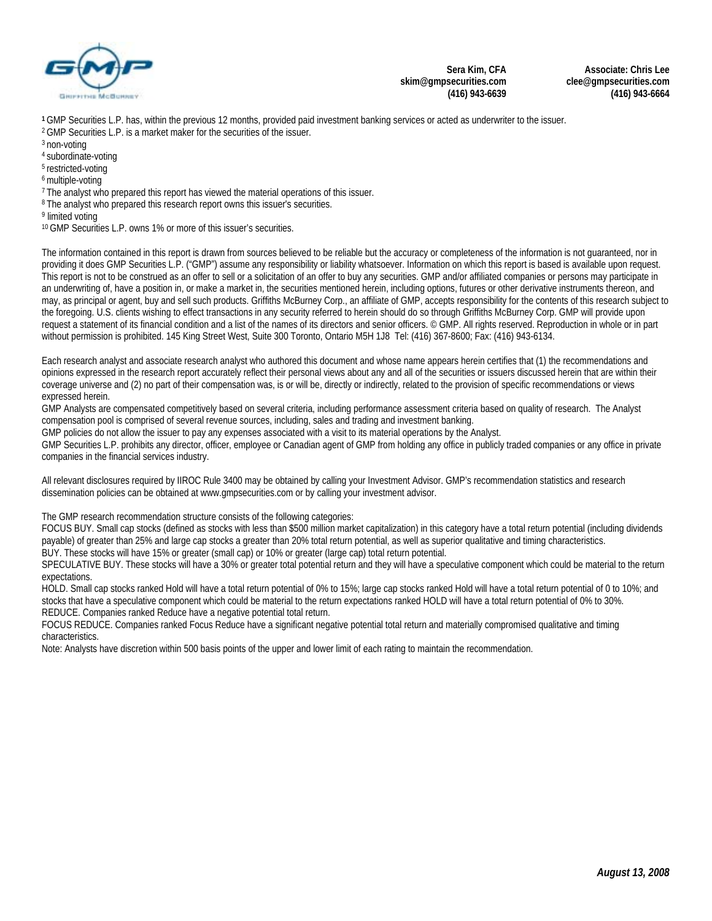Sera Kim, CFA
skim@gmpsecurities.com
(416) 943-6639

Associate: Chris Lee
clee@gmpsecurities.com
(416) 943-6664

[1] GMP Securities L.P. has, within the previous 12 months, provided paid investment banking services or acted as underwriter to the issuer.
[2] GMP Securities L.P. is a market maker for the securities of the issuer.
[3] non-voting
[4] subordinate-voting
[5] restricted-voting
[6] multiple-voting
[7] The analyst who prepared this report has viewed the material operations of this issuer.
[8] The analyst who prepared this research report owns this issuer's securities.
[9] limited voting
[10] GMP Securities L.P. owns 1% or more of this issuer's securities.

The information contained in this report is drawn from sources believed to be reliable but the accuracy or completeness of the information is not guaranteed, nor in providing it does GMP Securities L.P. ("GMP") assume any responsibility or liability whatsoever. Information on which this report is based is available upon request. This report is not to be construed as an offer to sell or a solicitation of an offer to buy any securities. GMP and/or affiliated companies or persons may participate in an underwriting of, have a position in, or make a market in, the securities mentioned herein, including options, futures or other derivative instruments thereon, and may, as principal or agent, buy and sell such products. Griffiths McBurney Corp., an affiliate of GMP, accepts responsibility for the contents of this research subject to the foregoing. U.S. clients wishing to effect transactions in any security referred to herein should do so through Griffiths McBurney Corp. GMP will provide upon request a statement of its financial condition and a list of the names of its directors and senior officers. © GMP. All rights reserved. Reproduction in whole or in part without permission is prohibited. 145 King Street West, Suite 300 Toronto, Ontario M5H 1J8 Tel: (416) 367-8600; Fax: (416) 943-6134.

Each research analyst and associate research analyst who authored this document and whose name appears herein certifies that (1) the recommendations and opinions expressed in the research report accurately reflect their personal views about any and all of the securities or issuers discussed herein that are within their coverage universe and (2) no part of their compensation was, is or will be, directly or indirectly, related to the provision of specific recommendations or views expressed herein.
GMP Analysts are compensated competitively based on several criteria, including performance assessment criteria based on quality of research. The Analyst compensation pool is comprised of several revenue sources, including, sales and trading and investment banking.
GMP policies do not allow the issuer to pay any expenses associated with a visit to its material operations by the Analyst.
GMP Securities L.P. prohibits any director, officer, employee or Canadian agent of GMP from holding any office in publicly traded companies or any office in private companies in the financial services industry.

All relevant disclosures required by IIROC Rule 3400 may be obtained by calling your Investment Advisor. GMP's recommendation statistics and research dissemination policies can be obtained at www.gmpsecurities.com or by calling your investment advisor.

The GMP research recommendation structure consists of the following categories:
FOCUS BUY. Small cap stocks (defined as stocks with less than $500 million market capitalization) in this category have a total return potential (including dividends payable) of greater than 25% and large cap stocks a greater than 20% total return potential, as well as superior qualitative and timing characteristics.
BUY. These stocks will have 15% or greater (small cap) or 10% or greater (large cap) total return potential.
SPECULATIVE BUY. These stocks will have a 30% or greater total potential return and they will have a speculative component which could be material to the return expectations.
HOLD. Small cap stocks ranked Hold will have a total return potential of 0% to 15%; large cap stocks ranked Hold will have a total return potential of 0 to 10%; and stocks that have a speculative component which could be material to the return expectations ranked HOLD will have a total return potential of 0% to 30%.
REDUCE. Companies ranked Reduce have a negative potential total return.
FOCUS REDUCE. Companies ranked Focus Reduce have a significant negative potential total return and materially compromised qualitative and timing characteristics.
Note: Analysts have discretion within 500 basis points of the upper and lower limit of each rating to maintain the recommendation.

*August 13, 2008*